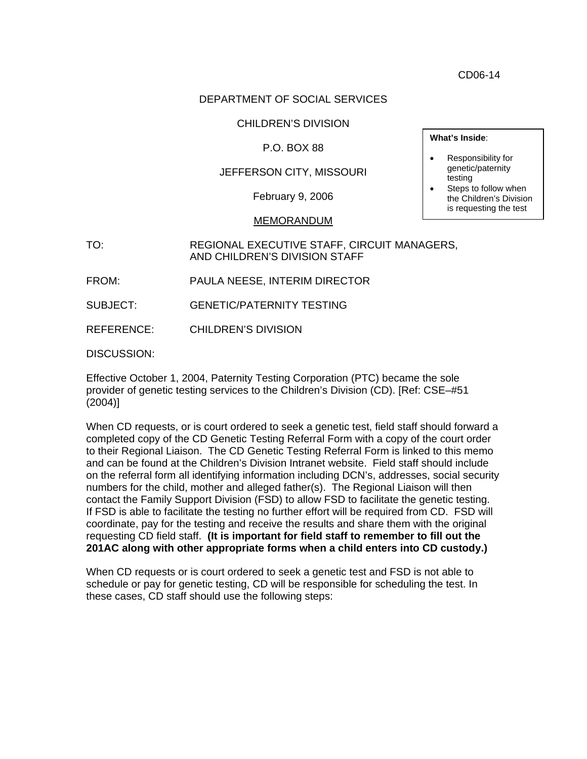CD06-14

DEPARTMENT OF SOCIAL SERVICES

CHILDREN'S DIVISION

P.O. BOX 88

JEFFERSON CITY, MISSOURI

February 9, 2006

MEMORANDUM

**What's Inside**:

- Responsibility for genetic/paternity testing
- Steps to follow when the Children's Division is requesting the test

TO: REGIONAL EXECUTIVE STAFF, CIRCUIT MANAGERS, AND CHILDREN'S DIVISION STAFF

FROM: PAULA NEESE, INTERIM DIRECTOR

SUBJECT: GENETIC/PATERNITY TESTING

REFERENCE: CHILDREN'S DIVISION

DISCUSSION:

Effective October 1, 2004, Paternity Testing Corporation (PTC) became the sole provider of genetic testing services to the Children's Division (CD). [Ref: CSE–#51 (2004)]

When CD requests, or is court ordered to seek a genetic test, field staff should forward a completed copy of the CD Genetic Testing Referral Form with a copy of the court order to their Regional Liaison. The CD Genetic Testing Referral Form is linked to this memo and can be found at the Children's Division Intranet website. Field staff should include on the referral form all identifying information including DCN's, addresses, social security numbers for the child, mother and alleged father(s). The Regional Liaison will then contact the Family Support Division (FSD) to allow FSD to facilitate the genetic testing. If FSD is able to facilitate the testing no further effort will be required from CD. FSD will coordinate, pay for the testing and receive the results and share them with the original requesting CD field staff. **(It is important for field staff to remember to fill out the 201AC along with other appropriate forms when a child enters into CD custody.)**

When CD requests or is court ordered to seek a genetic test and FSD is not able to schedule or pay for genetic testing, CD will be responsible for scheduling the test. In these cases, CD staff should use the following steps: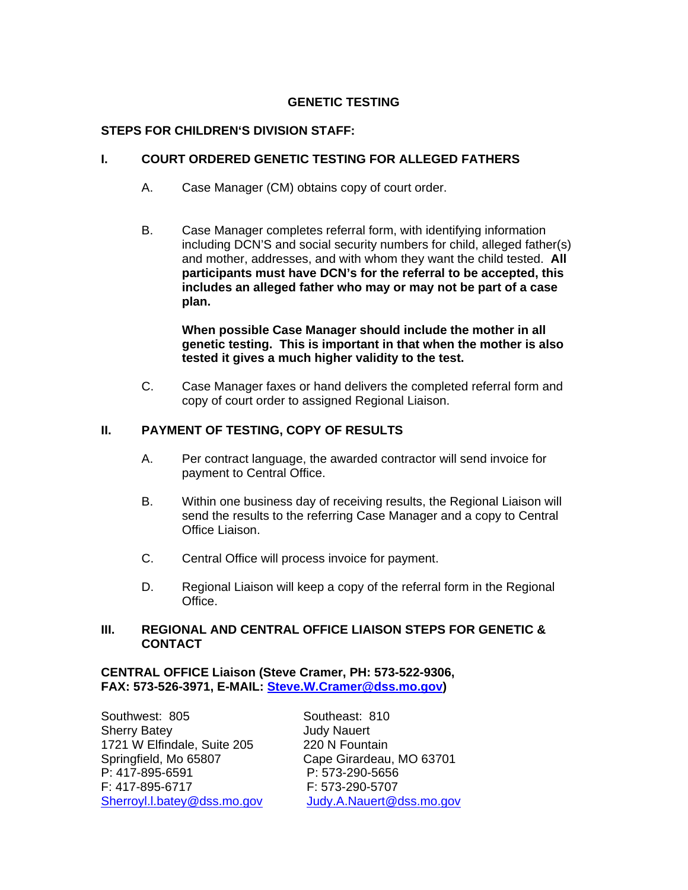# GENETIC TESTING

## STEPS FOR CHILDREN'S DIVISION STAFF:

### I. COURT ORDERED GENETIC TESTING FOR ALLEGED FATHERS

A. Case Manager (CM) obtains copy of court order.

B. Case Manager completes referral form, with identifying information including DCN'S and social security numbers for child, alleged father(s) and mother, addresses, and with whom they want the child tested. **All participants must have DCN's for the referral to be accepted, this includes an alleged father who may or may not be part of a case plan.**

**When possible Case Manager should include the mother in all genetic testing. This is important in that when the mother is also tested it gives a much higher validity to the test.**

C. Case Manager faxes or hand delivers the completed referral form and copy of court order to assigned Regional Liaison.

### II. PAYMENT OF TESTING, COPY OF RESULTS

A. Per contract language, the awarded contractor will send invoice for payment to Central Office.

B. Within one business day of receiving results, the Regional Liaison will send the results to the referring Case Manager and a copy to Central Office Liaison.

C. Central Office will process invoice for payment.

D. Regional Liaison will keep a copy of the referral form in the Regional Office.

### III. REGIONAL AND CENTRAL OFFICE LIAISON STEPS FOR GENETIC & CONTACT

**CENTRAL OFFICE Liaison (Steve Cramer, PH: 573-522-9306, FAX: 573-526-3971, E-MAIL: Steve.W.Cramer@dss.mo.gov)**

Southwest: 805
Sherry Batey
1721 W Elfindale, Suite 205
Springfield, Mo 65807
P: 417-895-6591
F: 417-895-6717
Sherroyl.l.batey@dss.mo.gov

Southeast: 810
Judy Nauert
220 N Fountain
Cape Girardeau, MO 63701
P: 573-290-5656
F: 573-290-5707
Judy.A.Nauert@dss.mo.gov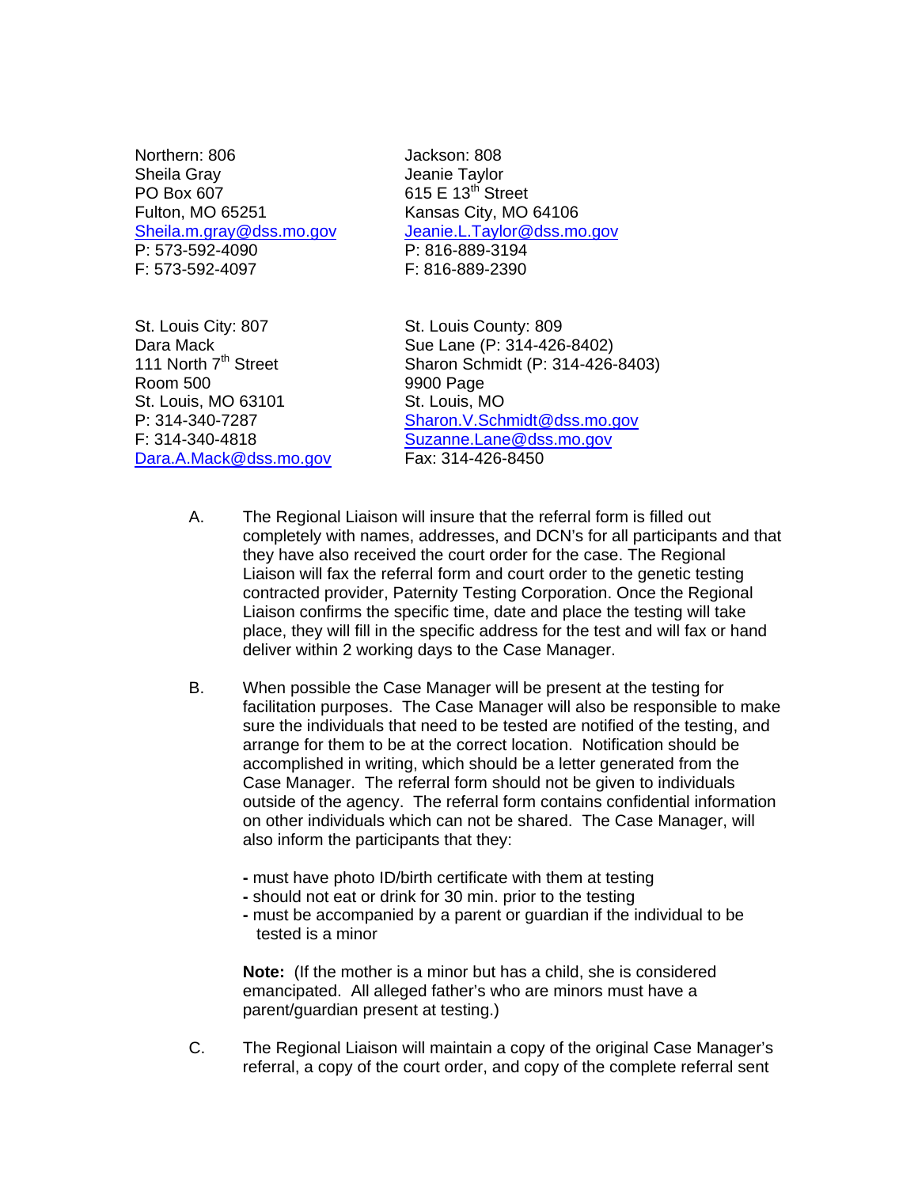Northern: 806
Sheila Gray
PO Box 607
Fulton, MO 65251
Sheila.m.gray@dss.mo.gov
P: 573-592-4090
F: 573-592-4097

Jackson: 808
Jeanie Taylor
615 E 13th Street
Kansas City, MO 64106
Jeanie.L.Taylor@dss.mo.gov
P: 816-889-3194
F: 816-889-2390

St. Louis City: 807
Dara Mack
111 North 7th Street
Room 500
St. Louis, MO 63101
P: 314-340-7287
F: 314-340-4818
Dara.A.Mack@dss.mo.gov

St. Louis County: 809
Sue Lane (P: 314-426-8402)
Sharon Schmidt (P: 314-426-8403)
9900 Page
St. Louis, MO
Sharon.V.Schmidt@dss.mo.gov
Suzanne.Lane@dss.mo.gov
Fax: 314-426-8450

A. The Regional Liaison will insure that the referral form is filled out completely with names, addresses, and DCN's for all participants and that they have also received the court order for the case. The Regional Liaison will fax the referral form and court order to the genetic testing contracted provider, Paternity Testing Corporation. Once the Regional Liaison confirms the specific time, date and place the testing will take place, they will fill in the specific address for the test and will fax or hand deliver within 2 working days to the Case Manager.

B. When possible the Case Manager will be present at the testing for facilitation purposes. The Case Manager will also be responsible to make sure the individuals that need to be tested are notified of the testing, and arrange for them to be at the correct location. Notification should be accomplished in writing, which should be a letter generated from the Case Manager. The referral form should not be given to individuals outside of the agency. The referral form contains confidential information on other individuals which can not be shared. The Case Manager, will also inform the participants that they:

- must have photo ID/birth certificate with them at testing
- should not eat or drink for 30 min. prior to the testing
- must be accompanied by a parent or guardian if the individual to be tested is a minor

**Note:** (If the mother is a minor but has a child, she is considered emancipated. All alleged father's who are minors must have a parent/guardian present at testing.)

C. The Regional Liaison will maintain a copy of the original Case Manager's referral, a copy of the court order, and copy of the complete referral sent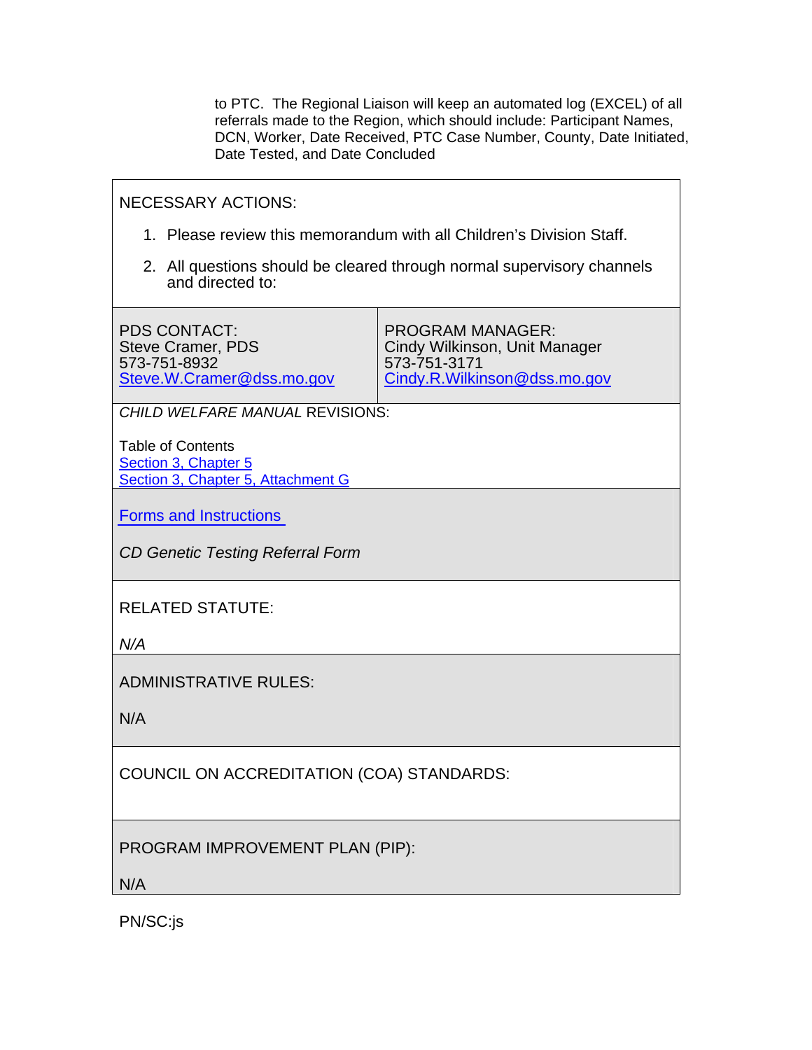to PTC. The Regional Liaison will keep an automated log (EXCEL) of all referrals made to the Region, which should include: Participant Names, DCN, Worker, Date Received, PTC Case Number, County, Date Initiated, Date Tested, and Date Concluded

NECESSARY ACTIONS:

1. Please review this memorandum with all Children's Division Staff.
2. All questions should be cleared through normal supervisory channels and directed to:

| | |
|---|---|
| PDS CONTACT:<br>Steve Cramer, PDS<br>573-751-8932<br>Steve.W.Cramer@dss.mo.gov | PROGRAM MANAGER:<br>Cindy Wilkinson, Unit Manager<br>573-751-3171<br>Cindy.R.Wilkinson@dss.mo.gov |

*CHILD WELFARE MANUAL* REVISIONS:

Table of Contents
Section 3, Chapter 5
Section 3, Chapter 5, Attachment G

Forms and Instructions

*CD Genetic Testing Referral Form*

RELATED STATUTE:

*N/A*

ADMINISTRATIVE RULES:

N/A

COUNCIL ON ACCREDITATION (COA) STANDARDS:

PROGRAM IMPROVEMENT PLAN (PIP):

N/A

PN/SC:js